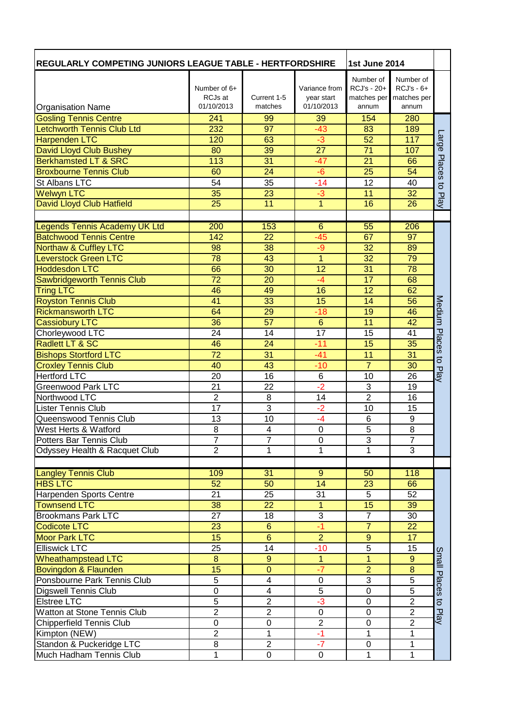| REGULARLY COMPETING JUNIORS LEAGUE TABLE - HERTFORDSHIRE | | | | 1st June 2014 | | |
|---|---|---|---|---|---|---|
| Organisation Name | Number of 6+ RCJs at 01/10/2013 | Current 1-5 matches | Variance from year start 01/10/2013 | Number of RCJ's - 20+ matches per annum | Number of RCJ's - 6+ matches per annum | |
| Gosling Tennis Centre | 241 | 99 | 39 | 154 | 280 | Large Places to Play |
| Letchworth Tennis Club Ltd | 232 | 97 | -43 | 83 | 189 | |
| Harpenden LTC | 120 | 63 | -3 | 52 | 117 | |
| David Lloyd Club Bushey | 80 | 39 | 27 | 71 | 107 | |
| Berkhamsted LT & SRC | 113 | 31 | -47 | 21 | 66 | |
| Broxbourne Tennis Club | 60 | 24 | -6 | 25 | 54 | |
| St Albans LTC | 54 | 35 | -14 | 12 | 40 | |
| Welwyn LTC | 35 | 23 | -3 | 11 | 32 | |
| David Lloyd Club Hatfield | 25 | 11 | 1 | 16 | 26 | |
| | | | | | | |
| Legends Tennis Academy UK Ltd | 200 | 153 | 6 | 55 | 206 | Medium Places to Play |
| Batchwood Tennis Centre | 142 | 22 | -45 | 67 | 97 | |
| Northaw & Cuffley LTC | 98 | 38 | -9 | 32 | 89 | |
| Leverstock Green LTC | 78 | 43 | 1 | 32 | 79 | |
| Hoddesdon LTC | 66 | 30 | 12 | 31 | 78 | |
| Sawbridgeworth Tennis Club | 72 | 20 | -4 | 17 | 68 | |
| Tring LTC | 46 | 49 | 16 | 12 | 62 | |
| Royston Tennis Club | 41 | 33 | 15 | 14 | 56 | |
| Rickmansworth LTC | 64 | 29 | -18 | 19 | 46 | |
| Cassiobury LTC | 36 | 57 | 6 | 11 | 42 | |
| Chorleywood LTC | 24 | 14 | 17 | 15 | 41 | |
| Radlett LT & SC | 46 | 24 | -11 | 15 | 35 | |
| Bishops Stortford LTC | 72 | 31 | -41 | 11 | 31 | |
| Croxley Tennis Club | 40 | 43 | -10 | 7 | 30 | |
| Hertford LTC | 20 | 16 | 6 | 10 | 26 | |
| Greenwood Park LTC | 21 | 22 | -2 | 3 | 19 | |
| Northwood LTC | 2 | 8 | 14 | 2 | 16 | |
| Lister Tennis Club | 17 | 3 | -2 | 10 | 15 | |
| Queenswood Tennis Club | 13 | 10 | -4 | 6 | 9 | |
| West Herts & Watford | 8 | 4 | 0 | 5 | 8 | |
| Potters Bar Tennis Club | 7 | 7 | 0 | 3 | 7 | |
| Odyssey Health & Racquet Club | 2 | 1 | 1 | 1 | 3 | |
| | | | | | | |
| Langley Tennis Club | 109 | 31 | 9 | 50 | 118 | Small Places to Play |
| HBS LTC | 52 | 50 | 14 | 23 | 66 | |
| Harpenden Sports Centre | 21 | 25 | 31 | 5 | 52 | |
| Townsend LTC | 38 | 22 | 1 | 15 | 39 | |
| Brookmans Park LTC | 27 | 18 | 3 | 7 | 30 | |
| Codicote LTC | 23 | 6 | -1 | 7 | 22 | |
| Moor Park LTC | 15 | 6 | 2 | 9 | 17 | |
| Elliswick LTC | 25 | 14 | -10 | 5 | 15 | |
| Wheathampstead LTC | 8 | 9 | 1 | 1 | 9 | |
| Bovingdon & Flaunden | 15 | 0 | -7 | 2 | 8 | |
| Ponsbourne Park Tennis Club | 5 | 4 | 0 | 3 | 5 | |
| Digswell Tennis Club | 0 | 4 | 5 | 0 | 5 | |
| Elstree LTC | 5 | 2 | -3 | 0 | 2 | |
| Watton at Stone Tennis Club | 2 | 2 | 0 | 0 | 2 | |
| Chipperfield Tennis Club | 0 | 0 | 2 | 0 | 2 | |
| Kimpton (NEW) | 2 | 1 | -1 | 1 | 1 | |
| Standon & Puckeridge LTC | 8 | 2 | -7 | 0 | 1 | |
| Much Hadham Tennis Club | 1 | 0 | 0 | 1 | 1 | |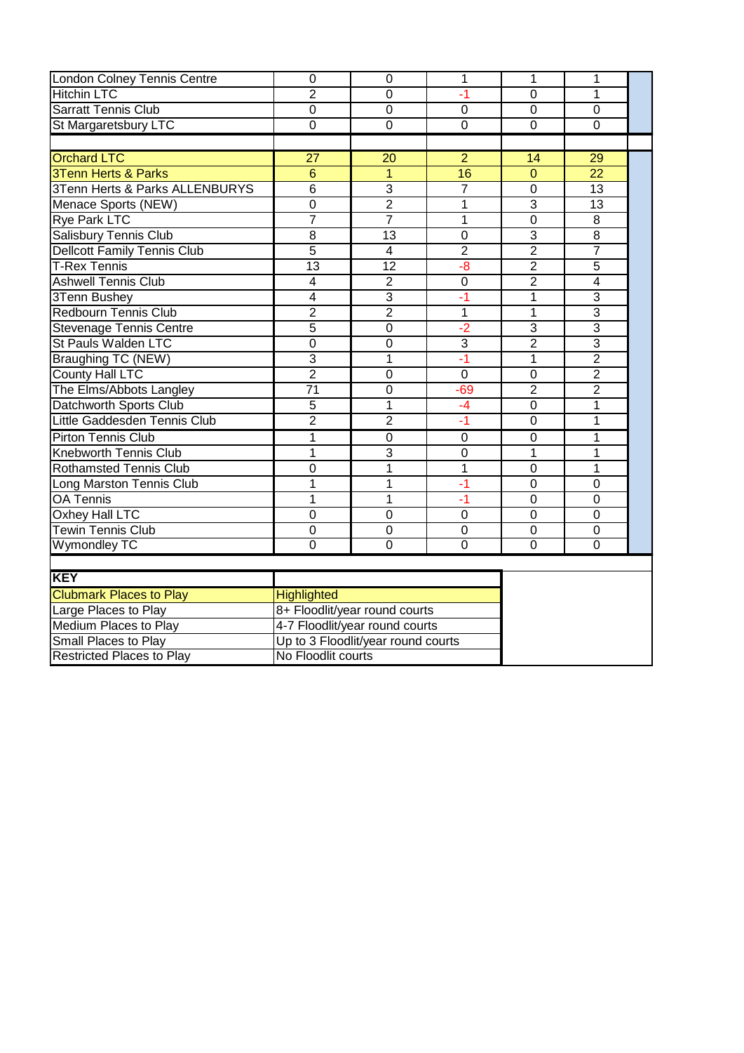| | | | | | | |
|---|---|---|---|---|---|---|
| London Colney Tennis Centre | 0 | 0 | 1 | 1 | 1 | |
| Hitchin LTC | 2 | 0 | -1 | 0 | 1 | |
| Sarratt Tennis Club | 0 | 0 | 0 | 0 | 0 | |
| St Margaretsbury LTC | 0 | 0 | 0 | 0 | 0 | |
| | | | | | | |
| Orchard LTC | 27 | 20 | 2 | 14 | 29 | |
| 3Tenn Herts & Parks | 6 | 1 | 16 | 0 | 22 | |
| 3Tenn Herts & Parks ALLENBURYS | 6 | 3 | 7 | 0 | 13 | |
| Menace Sports (NEW) | 0 | 2 | 1 | 3 | 13 | |
| Rye Park LTC | 7 | 7 | 1 | 0 | 8 | |
| Salisbury Tennis Club | 8 | 13 | 0 | 3 | 8 | |
| Dellcott Family Tennis Club | 5 | 4 | 2 | 2 | 7 | |
| T-Rex Tennis | 13 | 12 | -8 | 2 | 5 | |
| Ashwell Tennis Club | 4 | 2 | 0 | 2 | 4 | |
| 3Tenn Bushey | 4 | 3 | -1 | 1 | 3 | |
| Redbourn Tennis Club | 2 | 2 | 1 | 1 | 3 | |
| Stevenage Tennis Centre | 5 | 0 | -2 | 3 | 3 | |
| St Pauls Walden LTC | 0 | 0 | 3 | 2 | 3 | |
| Braughing TC (NEW) | 3 | 1 | -1 | 1 | 2 | |
| County Hall LTC | 2 | 0 | 0 | 0 | 2 | |
| The Elms/Abbots Langley | 71 | 0 | -69 | 2 | 2 | |
| Datchworth Sports Club | 5 | 1 | -4 | 0 | 1 | |
| Little Gaddesden Tennis Club | 2 | 2 | -1 | 0 | 1 | |
| Pirton Tennis Club | 1 | 0 | 0 | 0 | 1 | |
| Knebworth Tennis Club | 1 | 3 | 0 | 1 | 1 | |
| Rothamsted Tennis Club | 0 | 1 | 1 | 0 | 1 | |
| Long Marston Tennis Club | 1 | 1 | -1 | 0 | 0 | |
| OA Tennis | 1 | 1 | -1 | 0 | 0 | |
| Oxhey Hall LTC | 0 | 0 | 0 | 0 | 0 | |
| Tewin Tennis Club | 0 | 0 | 0 | 0 | 0 | |
| Wymondley TC | 0 | 0 | 0 | 0 | 0 | |

| KEY | |
|---|---|
| Clubmark Places to Play | Highlighted |
| Large Places to Play | 8+ Floodlit/year round courts |
| Medium Places to Play | 4-7 Floodlit/year round courts |
| Small Places to Play | Up to 3 Floodlit/year round courts |
| Restricted Places to Play | No Floodlit courts |